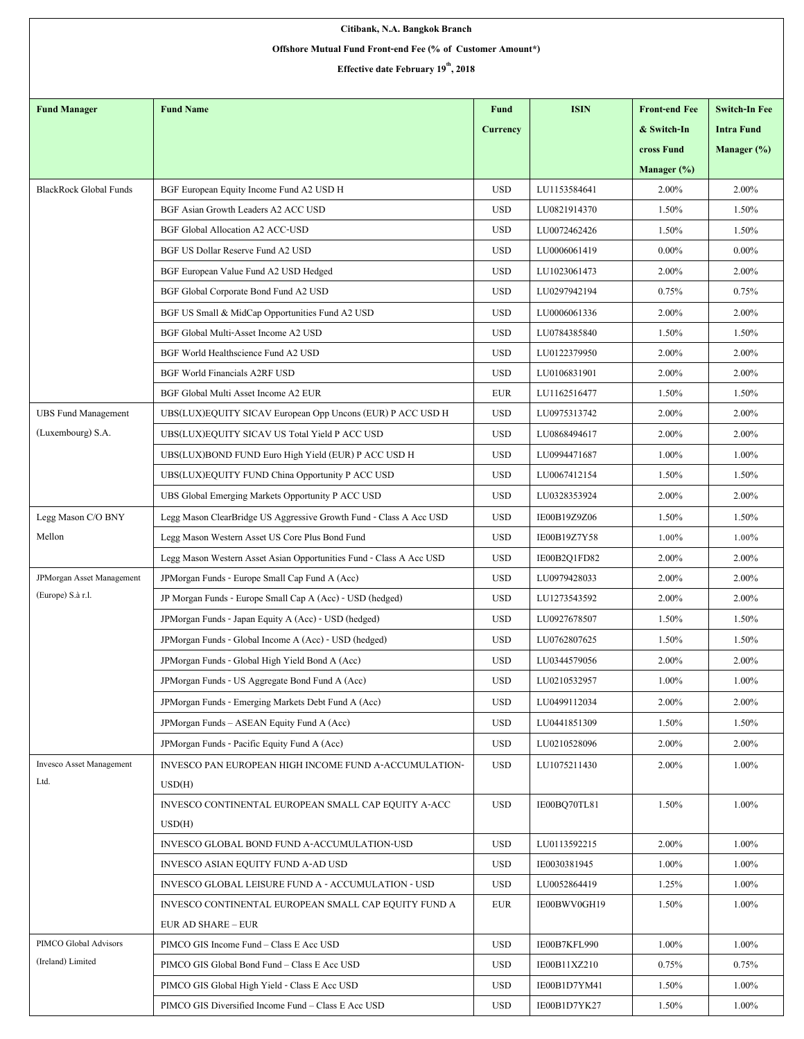**Citibank, N.A. Bangkok Branch**

**Offshore Mutual Fund Front-end Fee (% of Customer Amount*)**

**Effective date February 19th, 2018**

| Fund Manager | Fund Name | Fund Currency | ISIN | Front-end Fee & Switch-In cross Fund Manager (%) | Switch-In Fee Intra Fund Manager (%) |
|---|---|---|---|---|---|
| BlackRock Global Funds | BGF European Equity Income Fund A2 USD H | USD | LU1153584641 | 2.00% | 2.00% |
| | BGF Asian Growth Leaders A2 ACC USD | USD | LU0821914370 | 1.50% | 1.50% |
| | BGF Global Allocation A2 ACC-USD | USD | LU0072462426 | 1.50% | 1.50% |
| | BGF US Dollar Reserve Fund A2 USD | USD | LU0006061419 | 0.00% | 0.00% |
| | BGF European Value Fund A2 USD Hedged | USD | LU1023061473 | 2.00% | 2.00% |
| | BGF Global Corporate Bond Fund A2 USD | USD | LU0297942194 | 0.75% | 0.75% |
| | BGF US Small & MidCap Opportunities Fund A2 USD | USD | LU0006061336 | 2.00% | 2.00% |
| | BGF Global Multi-Asset Income A2 USD | USD | LU0784385840 | 1.50% | 1.50% |
| | BGF World Healthscience Fund A2 USD | USD | LU0122379950 | 2.00% | 2.00% |
| | BGF World Financials A2RF USD | USD | LU0106831901 | 2.00% | 2.00% |
| | BGF Global Multi Asset Income A2 EUR | EUR | LU1162516477 | 1.50% | 1.50% |
| UBS Fund Management (Luxembourg) S.A. | UBS(LUX)EQUITY SICAV European Opp Uncons (EUR) P ACC USD H | USD | LU0975313742 | 2.00% | 2.00% |
| | UBS(LUX)EQUITY SICAV US Total Yield P ACC USD | USD | LU0868494617 | 2.00% | 2.00% |
| | UBS(LUX)BOND FUND Euro High Yield (EUR) P ACC USD H | USD | LU0994471687 | 1.00% | 1.00% |
| | UBS(LUX)EQUITY FUND China Opportunity P ACC USD | USD | LU0067412154 | 1.50% | 1.50% |
| | UBS Global Emerging Markets Opportunity P ACC USD | USD | LU0328353924 | 2.00% | 2.00% |
| Legg Mason C/O BNY Mellon | Legg Mason ClearBridge US Aggressive Growth Fund - Class A Acc USD | USD | IE00B19Z9Z06 | 1.50% | 1.50% |
| | Legg Mason Western Asset US Core Plus Bond Fund | USD | IE00B19Z7Y58 | 1.00% | 1.00% |
| | Legg Mason Western Asset Asian Opportunities Fund - Class A Acc USD | USD | IE00B2Q1FD82 | 2.00% | 2.00% |
| JPMorgan Asset Management (Europe) S.à r.l. | JPMorgan Funds - Europe Small Cap Fund A (Acc) | USD | LU0979428033 | 2.00% | 2.00% |
| | JP Morgan Funds - Europe Small Cap A (Acc) - USD (hedged) | USD | LU1273543592 | 2.00% | 2.00% |
| | JPMorgan Funds - Japan Equity A (Acc) - USD (hedged) | USD | LU0927678507 | 1.50% | 1.50% |
| | JPMorgan Funds - Global Income A (Acc) - USD (hedged) | USD | LU0762807625 | 1.50% | 1.50% |
| | JPMorgan Funds - Global High Yield Bond A (Acc) | USD | LU0344579056 | 2.00% | 2.00% |
| | JPMorgan Funds - US Aggregate Bond Fund A (Acc) | USD | LU0210532957 | 1.00% | 1.00% |
| | JPMorgan Funds - Emerging Markets Debt Fund A (Acc) | USD | LU0499112034 | 2.00% | 2.00% |
| | JPMorgan Funds – ASEAN Equity Fund A (Acc) | USD | LU0441851309 | 1.50% | 1.50% |
| | JPMorgan Funds - Pacific Equity Fund A (Acc) | USD | LU0210528096 | 2.00% | 2.00% |
| Invesco Asset Management Ltd. | INVESCO PAN EUROPEAN HIGH INCOME FUND A-ACCUMULATION-USD(H) | USD | LU1075211430 | 2.00% | 1.00% |
| | INVESCO CONTINENTAL EUROPEAN SMALL CAP EQUITY A-ACC USD(H) | USD | IE00BQ70TL81 | 1.50% | 1.00% |
| | INVESCO GLOBAL BOND FUND A-ACCUMULATION-USD | USD | LU0113592215 | 2.00% | 1.00% |
| | INVESCO ASIAN EQUITY FUND A-AD USD | USD | IE0030381945 | 1.00% | 1.00% |
| | INVESCO GLOBAL LEISURE FUND A - ACCUMULATION - USD | USD | LU0052864419 | 1.25% | 1.00% |
| | INVESCO CONTINENTAL EUROPEAN SMALL CAP EQUITY FUND A EUR AD SHARE – EUR | EUR | IE00BWV0GH19 | 1.50% | 1.00% |
| PIMCO Global Advisors (Ireland) Limited | PIMCO GIS Income Fund – Class E Acc USD | USD | IE00B7KFL990 | 1.00% | 1.00% |
| | PIMCO GIS Global Bond Fund – Class E Acc USD | USD | IE00B11XZ210 | 0.75% | 0.75% |
| | PIMCO GIS Global High Yield - Class E Acc USD | USD | IE00B1D7YM41 | 1.50% | 1.00% |
| | PIMCO GIS Diversified Income Fund – Class E Acc USD | USD | IE00B1D7YK27 | 1.50% | 1.00% |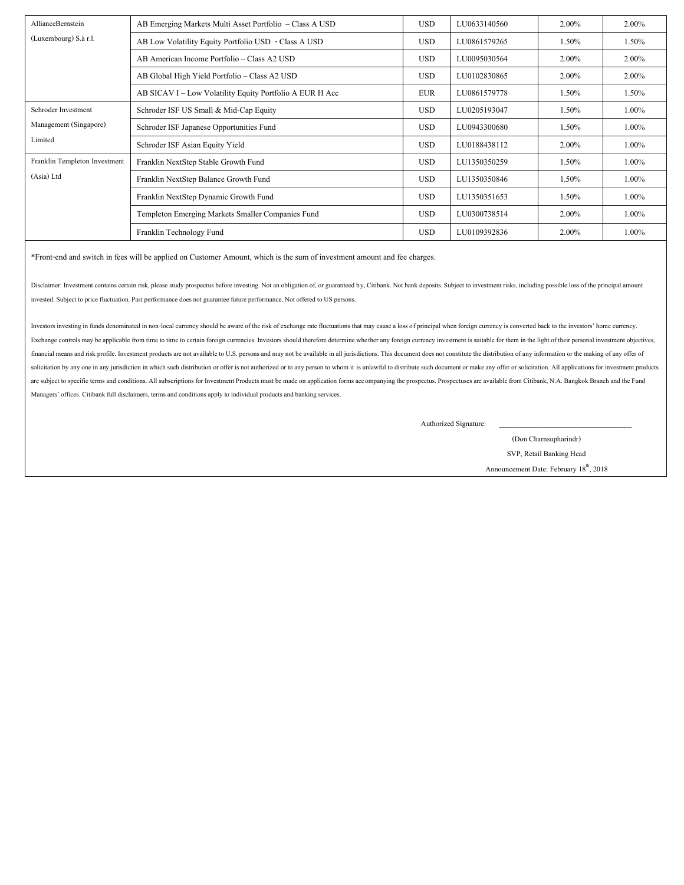| | | | | | |
|---|---|---|---|---|---|
| AllianceBernstein (Luxembourg) S.à r.l. | AB Emerging Markets Multi Asset Portfolio – Class A USD | USD | LU0633140560 | 2.00% | 2.00% |
| | AB Low Volatility Equity Portfolio USD - Class A USD | USD | LU0861579265 | 1.50% | 1.50% |
| | AB American Income Portfolio – Class A2 USD | USD | LU0095030564 | 2.00% | 2.00% |
| | AB Global High Yield Portfolio – Class A2 USD | USD | LU0102830865 | 2.00% | 2.00% |
| | AB SICAV I – Low Volatility Equity Portfolio A EUR H Acc | EUR | LU0861579778 | 1.50% | 1.50% |
| Schroder Investment Management (Singapore) Limited | Schroder ISF US Small & Mid-Cap Equity | USD | LU0205193047 | 1.50% | 1.00% |
| | Schroder ISF Japanese Opportunities Fund | USD | LU0943300680 | 1.50% | 1.00% |
| | Schroder ISF Asian Equity Yield | USD | LU0188438112 | 2.00% | 1.00% |
| Franklin Templeton Investment (Asia) Ltd | Franklin NextStep Stable Growth Fund | USD | LU1350350259 | 1.50% | 1.00% |
| | Franklin NextStep Balance Growth Fund | USD | LU1350350846 | 1.50% | 1.00% |
| | Franklin NextStep Dynamic Growth Fund | USD | LU1350351653 | 1.50% | 1.00% |
| | Templeton Emerging Markets Smaller Companies Fund | USD | LU0300738514 | 2.00% | 1.00% |
| | Franklin Technology Fund | USD | LU0109392836 | 2.00% | 1.00% |

*Front-end and switch in fees will be applied on Customer Amount, which is the sum of investment amount and fee charges.

Disclaimer: Investment contains certain risk, please study prospectus before investing. Not an obligation of, or guaranteed by, Citibank. Not bank deposits. Subject to investment risks, including possible loss of the principal amount invested. Subject to price fluctuation. Past performance does not guarantee future performance. Not offered to US persons.

Investors investing in funds denominated in non-local currency should be aware of the risk of exchange rate fluctuations that may cause a loss of principal when foreign currency is converted back to the investors' home currency. Exchange controls may be applicable from time to time to certain foreign currencies. Investors should therefore determine whether any foreign currency investment is suitable for them in the light of their personal investment objectives, financial means and risk profile. Investment products are not available to U.S. persons and may not be available in all jurisdictions. This document does not constitute the distribution of any information or the making of any offer of solicitation by any one in any jurisdiction in which such distribution or offer is not authorized or to any person to whom it is unlawful to distribute such document or make any offer or solicitation. All applications for investment products are subject to specific terms and conditions. All subscriptions for Investment Products must be made on application forms accompanying the prospectus. Prospectuses are available from Citibank, N.A. Bangkok Branch and the Fund Managers' offices. Citibank full disclaimers, terms and conditions apply to individual products and banking services.

Authorized Signature: ____________________________

(Don Charnsupharindr)

SVP, Retail Banking Head

Announcement Date: February 18th, 2018